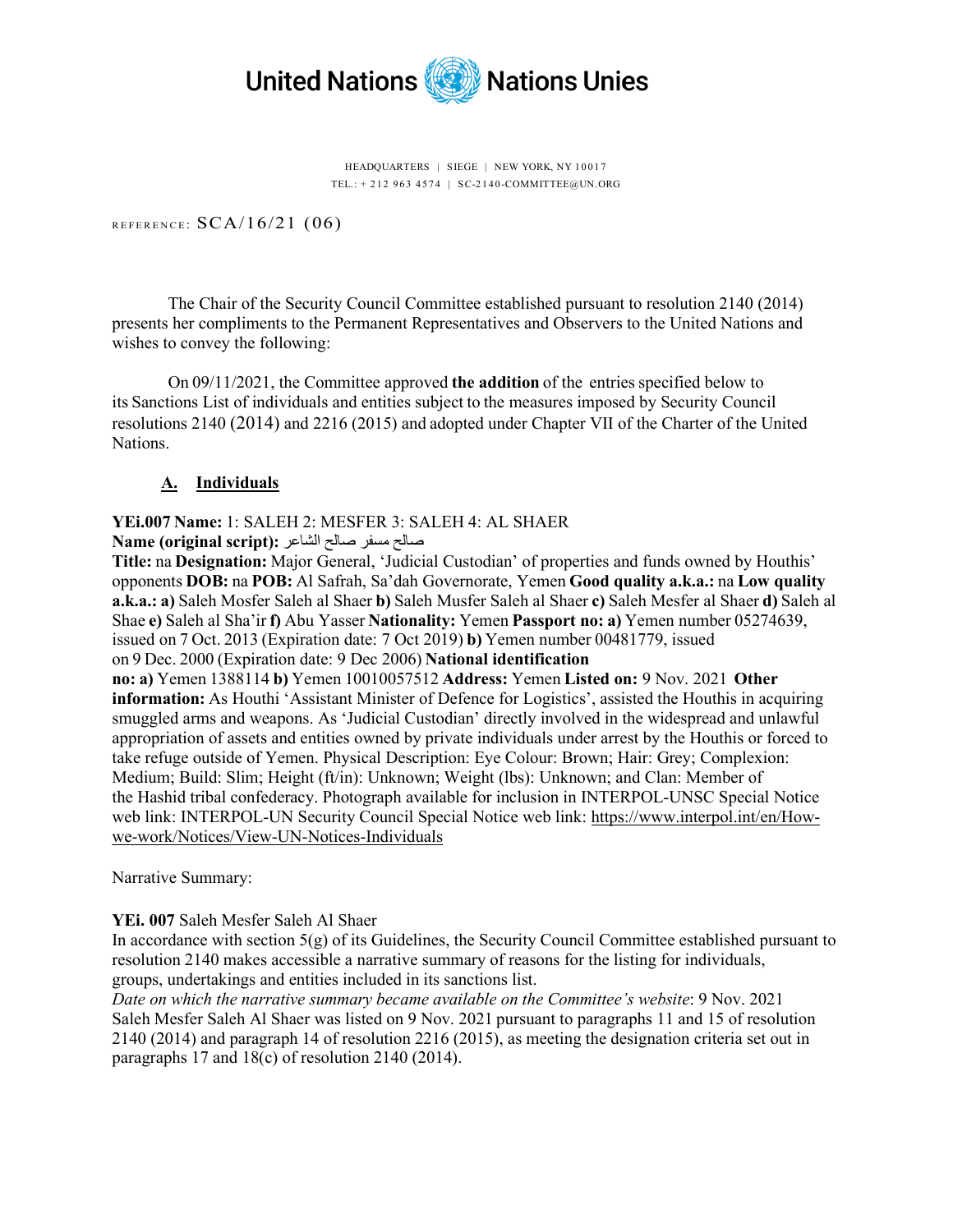United Nations Nations Unies

HEADQUARTERS | SIEGE | NEW YORK, NY 10017
TEL.: + 212 963 4574 | SC-2140-COMMITTEE@UN.ORG

REFERENCE: SCA/16/21 (06)

The Chair of the Security Council Committee established pursuant to resolution 2140 (2014) presents her compliments to the Permanent Representatives and Observers to the United Nations and wishes to convey the following:

On 09/11/2021, the Committee approved **the addition** of the entries specified below to its Sanctions List of individuals and entities subject to the measures imposed by Security Council resolutions 2140 (2014) and 2216 (2015) and adopted under Chapter VII of the Charter of the United Nations.

## A. Individuals

**YEi.007 Name:** 1: SALEH 2: MESFER 3: SALEH 4: AL SHAER
**Name (original script):** صالح مسفر صالح الشاعر
**Title:** na **Designation:** Major General, 'Judicial Custodian' of properties and funds owned by Houthis' opponents **DOB:** na **POB:** Al Safrah, Sa'dah Governorate, Yemen **Good quality a.k.a.:** na **Low quality a.k.a.: a)** Saleh Mosfer Saleh al Shaer **b)** Saleh Musfer Saleh al Shaer **c)** Saleh Mesfer al Shaer **d)** Saleh al Shae **e)** Saleh al Sha'ir **f)** Abu Yasser **Nationality:** Yemen **Passport no: a)** Yemen number 05274639, issued on 7 Oct. 2013 (Expiration date: 7 Oct 2019) **b)** Yemen number 00481779, issued on 9 Dec. 2000 (Expiration date: 9 Dec 2006) **National identification no: a)** Yemen 1388114 **b)** Yemen 10010057512 **Address:** Yemen **Listed on:** 9 Nov. 2021 **Other information:** As Houthi 'Assistant Minister of Defence for Logistics', assisted the Houthis in acquiring smuggled arms and weapons. As 'Judicial Custodian' directly involved in the widespread and unlawful appropriation of assets and entities owned by private individuals under arrest by the Houthis or forced to take refuge outside of Yemen. Physical Description: Eye Colour: Brown; Hair: Grey; Complexion: Medium; Build: Slim; Height (ft/in): Unknown; Weight (lbs): Unknown; and Clan: Member of the Hashid tribal confederacy. Photograph available for inclusion in INTERPOL-UNSC Special Notice web link: INTERPOL-UN Security Council Special Notice web link: https://www.interpol.int/en/How-we-work/Notices/View-UN-Notices-Individuals

Narrative Summary:

**YEi. 007** Saleh Mesfer Saleh Al Shaer
In accordance with section 5(g) of its Guidelines, the Security Council Committee established pursuant to resolution 2140 makes accessible a narrative summary of reasons for the listing for individuals, groups, undertakings and entities included in its sanctions list.
*Date on which the narrative summary became available on the Committee's website*: 9 Nov. 2021
Saleh Mesfer Saleh Al Shaer was listed on 9 Nov. 2021 pursuant to paragraphs 11 and 15 of resolution 2140 (2014) and paragraph 14 of resolution 2216 (2015), as meeting the designation criteria set out in paragraphs 17 and 18(c) of resolution 2140 (2014).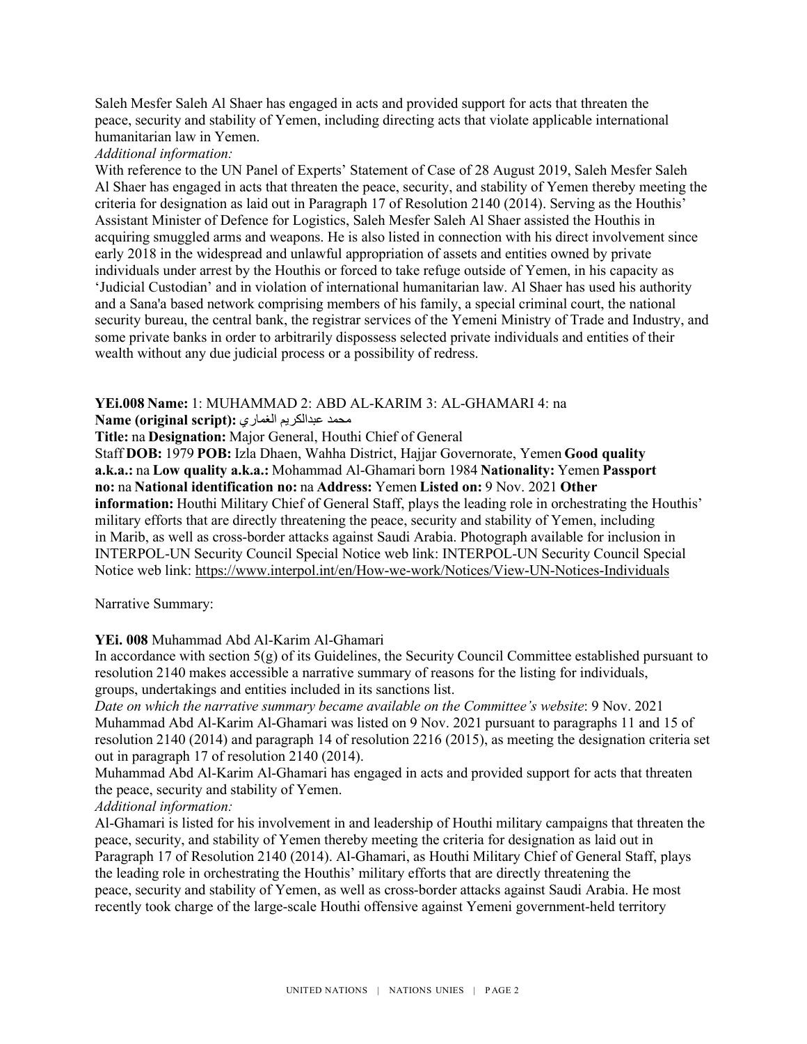Saleh Mesfer Saleh Al Shaer has engaged in acts and provided support for acts that threaten the peace, security and stability of Yemen, including directing acts that violate applicable international humanitarian law in Yemen.

*Additional information:*

With reference to the UN Panel of Experts' Statement of Case of 28 August 2019, Saleh Mesfer Saleh Al Shaer has engaged in acts that threaten the peace, security, and stability of Yemen thereby meeting the criteria for designation as laid out in Paragraph 17 of Resolution 2140 (2014). Serving as the Houthis' Assistant Minister of Defence for Logistics, Saleh Mesfer Saleh Al Shaer assisted the Houthis in acquiring smuggled arms and weapons. He is also listed in connection with his direct involvement since early 2018 in the widespread and unlawful appropriation of assets and entities owned by private individuals under arrest by the Houthis or forced to take refuge outside of Yemen, in his capacity as 'Judicial Custodian' and in violation of international humanitarian law. Al Shaer has used his authority and a Sana'a based network comprising members of his family, a special criminal court, the national security bureau, the central bank, the registrar services of the Yemeni Ministry of Trade and Industry, and some private banks in order to arbitrarily dispossess selected private individuals and entities of their wealth without any due judicial process or a possibility of redress.

**YEi.008 Name:** 1: MUHAMMAD 2: ABD AL-KARIM 3: AL-GHAMARI 4: na
**Name (original script):** محمد عبدالكريم الغماري
**Title:** na **Designation:** Major General, Houthi Chief of General Staff **DOB:** 1979 **POB:** Izla Dhaen, Wahha District, Hajjar Governorate, Yemen **Good quality a.k.a.:** na **Low quality a.k.a.:** Mohammad Al-Ghamari born 1984 **Nationality:** Yemen **Passport no:** na **National identification no:** na **Address:** Yemen **Listed on:** 9 Nov. 2021 **Other information:** Houthi Military Chief of General Staff, plays the leading role in orchestrating the Houthis' military efforts that are directly threatening the peace, security and stability of Yemen, including in Marib, as well as cross-border attacks against Saudi Arabia. Photograph available for inclusion in INTERPOL-UN Security Council Special Notice web link: INTERPOL-UN Security Council Special Notice web link: https://www.interpol.int/en/How-we-work/Notices/View-UN-Notices-Individuals

Narrative Summary:

**YEi. 008** Muhammad Abd Al-Karim Al-Ghamari

In accordance with section 5(g) of its Guidelines, the Security Council Committee established pursuant to resolution 2140 makes accessible a narrative summary of reasons for the listing for individuals, groups, undertakings and entities included in its sanctions list.

*Date on which the narrative summary became available on the Committee's website*: 9 Nov. 2021

Muhammad Abd Al-Karim Al-Ghamari was listed on 9 Nov. 2021 pursuant to paragraphs 11 and 15 of resolution 2140 (2014) and paragraph 14 of resolution 2216 (2015), as meeting the designation criteria set out in paragraph 17 of resolution 2140 (2014).

Muhammad Abd Al-Karim Al-Ghamari has engaged in acts and provided support for acts that threaten the peace, security and stability of Yemen.

*Additional information:*

Al-Ghamari is listed for his involvement in and leadership of Houthi military campaigns that threaten the peace, security, and stability of Yemen thereby meeting the criteria for designation as laid out in Paragraph 17 of Resolution 2140 (2014). Al-Ghamari, as Houthi Military Chief of General Staff, plays the leading role in orchestrating the Houthis' military efforts that are directly threatening the peace, security and stability of Yemen, as well as cross-border attacks against Saudi Arabia. He most recently took charge of the large-scale Houthi offensive against Yemeni government-held territory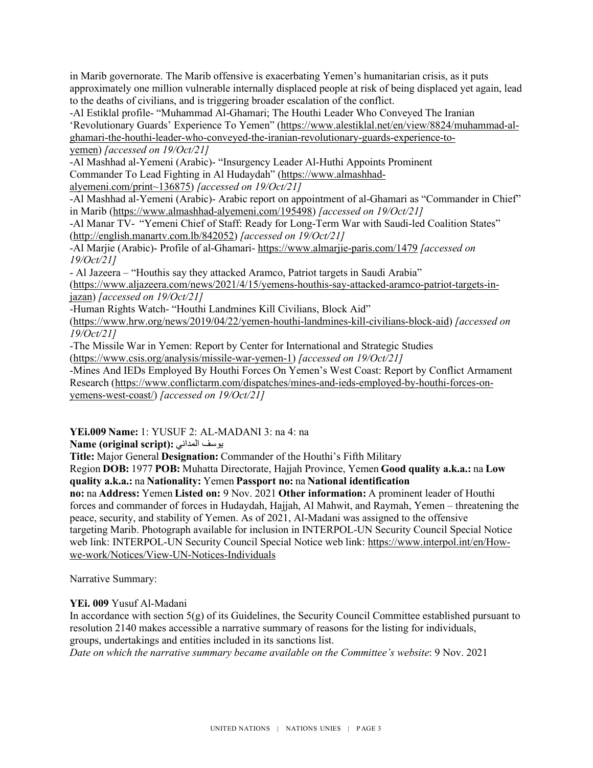in Marib governorate. The Marib offensive is exacerbating Yemen's humanitarian crisis, as it puts approximately one million vulnerable internally displaced people at risk of being displaced yet again, lead to the deaths of civilians, and is triggering broader escalation of the conflict.

-Al Estiklal profile- "Muhammad Al-Ghamari; The Houthi Leader Who Conveyed The Iranian 'Revolutionary Guards' Experience To Yemen" (https://www.alestiklal.net/en/view/8824/muhammad-al-ghamari-the-houthi-leader-who-conveyed-the-iranian-revolutionary-guards-experience-to-yemen) *[accessed on 19/Oct/21]*

-Al Mashhad al-Yemeni (Arabic)- "Insurgency Leader Al-Huthi Appoints Prominent Commander To Lead Fighting in Al Hudaydah" (https://www.almashhad-alyemeni.com/print~136875) *[accessed on 19/Oct/21]*

-Al Mashhad al-Yemeni (Arabic)- Arabic report on appointment of al-Ghamari as "Commander in Chief" in Marib (https://www.almashhad-alyemeni.com/195498) *[accessed on 19/Oct/21]*

-Al Manar TV- "Yemeni Chief of Staff: Ready for Long-Term War with Saudi-led Coalition States" (http://english.manartv.com.lb/842052) *[accessed on 19/Oct/21]*

-Al Marjie (Arabic)- Profile of al-Ghamari- https://www.almarjie-paris.com/1479 *[accessed on 19/Oct/21]*

- Al Jazeera – "Houthis say they attacked Aramco, Patriot targets in Saudi Arabia" (https://www.aljazeera.com/news/2021/4/15/yemens-houthis-say-attacked-aramco-patriot-targets-in-jazan) *[accessed on 19/Oct/21]*

-Human Rights Watch- "Houthi Landmines Kill Civilians, Block Aid" (https://www.hrw.org/news/2019/04/22/yemen-houthi-landmines-kill-civilians-block-aid) *[accessed on 19/Oct/21]*

-The Missile War in Yemen: Report by Center for International and Strategic Studies (https://www.csis.org/analysis/missile-war-yemen-1) *[accessed on 19/Oct/21]*

-Mines And IEDs Employed By Houthi Forces On Yemen's West Coast: Report by Conflict Armament Research (https://www.conflictarm.com/dispatches/mines-and-ieds-employed-by-houthi-forces-on-yemens-west-coast/) *[accessed on 19/Oct/21]*

**YEi.009 Name:** 1: YUSUF 2: AL-MADANI 3: na 4: na

**Name (original script):** يوسف المداني

**Title:** Major General **Designation:** Commander of the Houthi's Fifth Military Region **DOB:** 1977 **POB:** Muhatta Directorate, Hajjah Province, Yemen **Good quality a.k.a.:** na **Low quality a.k.a.:** na **Nationality:** Yemen **Passport no:** na **National identification no:** na **Address:** Yemen **Listed on:** 9 Nov. 2021 **Other information:** A prominent leader of Houthi forces and commander of forces in Hudaydah, Hajjah, Al Mahwit, and Raymah, Yemen – threatening the peace, security, and stability of Yemen. As of 2021, Al-Madani was assigned to the offensive targeting Marib. Photograph available for inclusion in INTERPOL-UN Security Council Special Notice web link: INTERPOL-UN Security Council Special Notice web link: https://www.interpol.int/en/How-we-work/Notices/View-UN-Notices-Individuals

Narrative Summary:

**YEi. 009** Yusuf Al-Madani

In accordance with section 5(g) of its Guidelines, the Security Council Committee established pursuant to resolution 2140 makes accessible a narrative summary of reasons for the listing for individuals, groups, undertakings and entities included in its sanctions list.

*Date on which the narrative summary became available on the Committee's website*: 9 Nov. 2021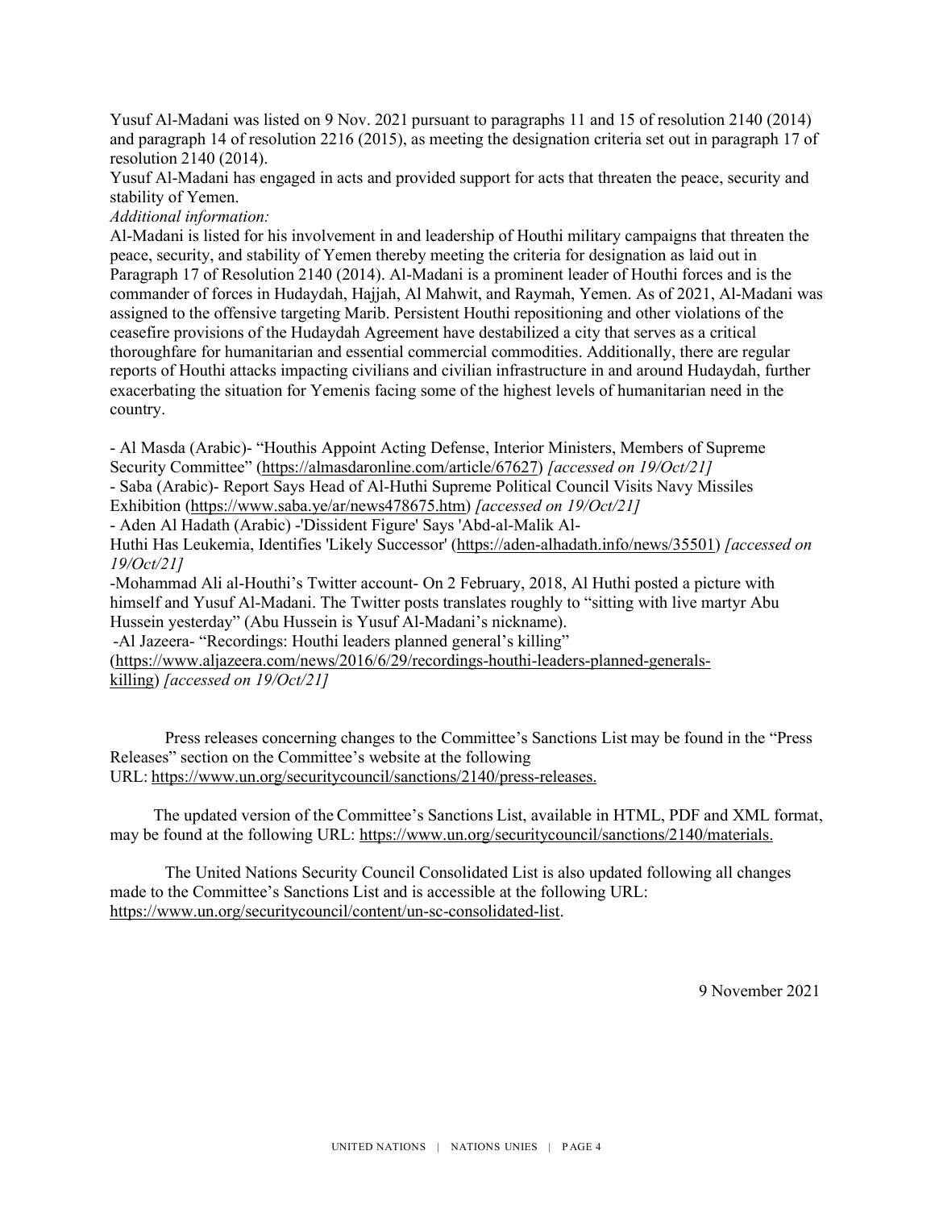Yusuf Al-Madani was listed on 9 Nov. 2021 pursuant to paragraphs 11 and 15 of resolution 2140 (2014) and paragraph 14 of resolution 2216 (2015), as meeting the designation criteria set out in paragraph 17 of resolution 2140 (2014).

Yusuf Al-Madani has engaged in acts and provided support for acts that threaten the peace, security and stability of Yemen.

*Additional information:*

Al-Madani is listed for his involvement in and leadership of Houthi military campaigns that threaten the peace, security, and stability of Yemen thereby meeting the criteria for designation as laid out in Paragraph 17 of Resolution 2140 (2014). Al-Madani is a prominent leader of Houthi forces and is the commander of forces in Hudaydah, Hajjah, Al Mahwit, and Raymah, Yemen. As of 2021, Al-Madani was assigned to the offensive targeting Marib. Persistent Houthi repositioning and other violations of the ceasefire provisions of the Hudaydah Agreement have destabilized a city that serves as a critical thoroughfare for humanitarian and essential commercial commodities. Additionally, there are regular reports of Houthi attacks impacting civilians and civilian infrastructure in and around Hudaydah, further exacerbating the situation for Yemenis facing some of the highest levels of humanitarian need in the country.

- Al Masda (Arabic)- “Houthis Appoint Acting Defense, Interior Ministers, Members of Supreme Security Committee” (https://almasdaronline.com/article/67627) *[accessed on 19/Oct/21]*
- Saba (Arabic)- Report Says Head of Al-Huthi Supreme Political Council Visits Navy Missiles Exhibition (https://www.saba.ye/ar/news478675.htm) *[accessed on 19/Oct/21]*
- Aden Al Hadath (Arabic) -'Dissident Figure' Says 'Abd-al-Malik Al-Huthi Has Leukemia, Identifies 'Likely Successor' (https://aden-alhadath.info/news/35501) *[accessed on 19/Oct/21]*
- Mohammad Ali al-Houthi’s Twitter account- On 2 February, 2018, Al Huthi posted a picture with himself and Yusuf Al-Madani. The Twitter posts translates roughly to “sitting with live martyr Abu Hussein yesterday” (Abu Hussein is Yusuf Al-Madani’s nickname).
- Al Jazeera- “Recordings: Houthi leaders planned general’s killing” (https://www.aljazeera.com/news/2016/6/29/recordings-houthi-leaders-planned-generals-killing) *[accessed on 19/Oct/21]*

Press releases concerning changes to the Committee’s Sanctions List may be found in the “Press Releases” section on the Committee’s website at the following URL: https://www.un.org/securitycouncil/sanctions/2140/press-releases.

The updated version of the Committee’s Sanctions List, available in HTML, PDF and XML format, may be found at the following URL: https://www.un.org/securitycouncil/sanctions/2140/materials.

The United Nations Security Council Consolidated List is also updated following all changes made to the Committee’s Sanctions List and is accessible at the following URL: https://www.un.org/securitycouncil/content/un-sc-consolidated-list.

9 November 2021